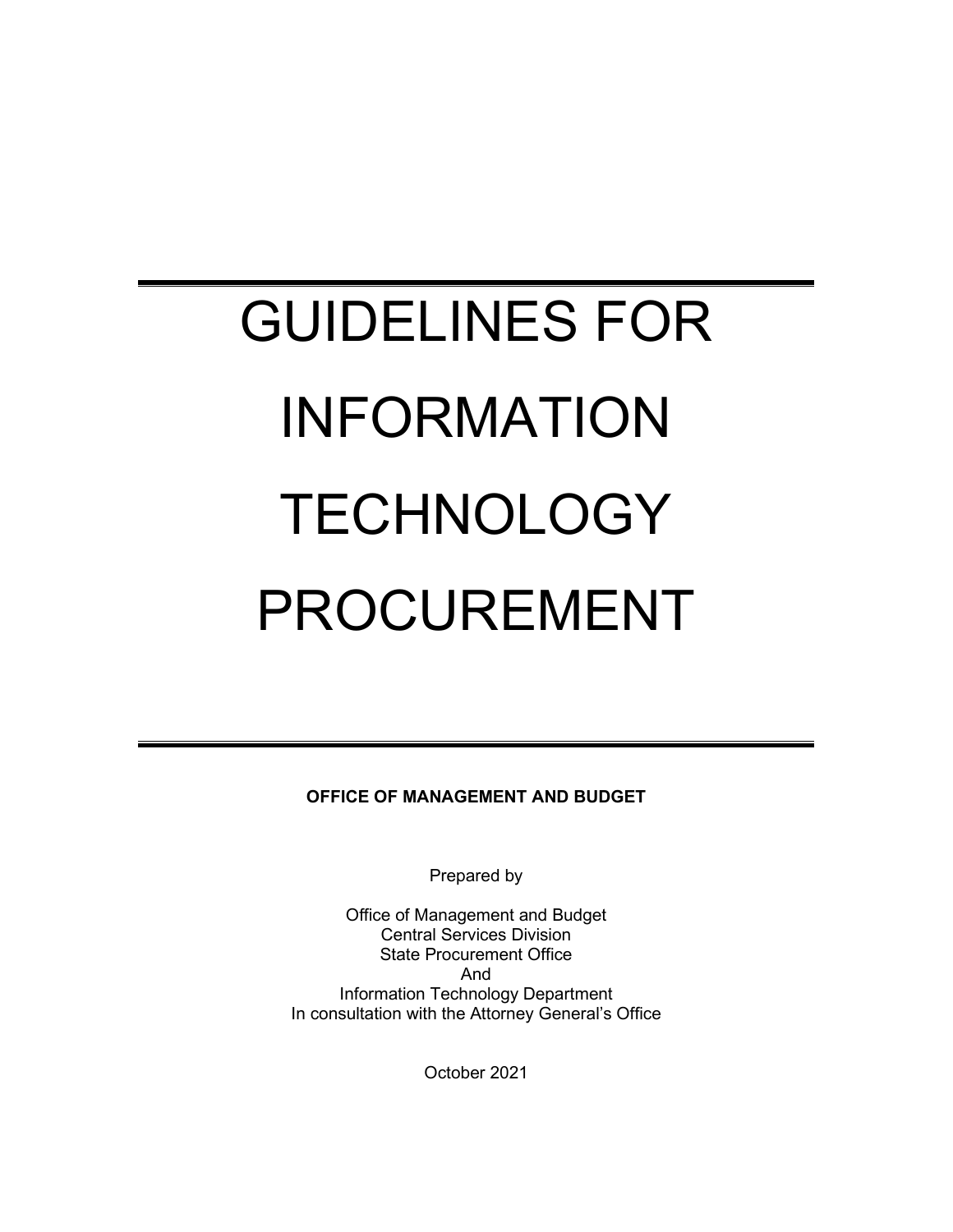# GUIDELINES FOR INFORMATION TECHNOLOGY PROCUREMENT

**OFFICE OF MANAGEMENT AND BUDGET**

Prepared by

Office of Management and Budget
Central Services Division
State Procurement Office
And
Information Technology Department
In consultation with the Attorney General's Office

October 2021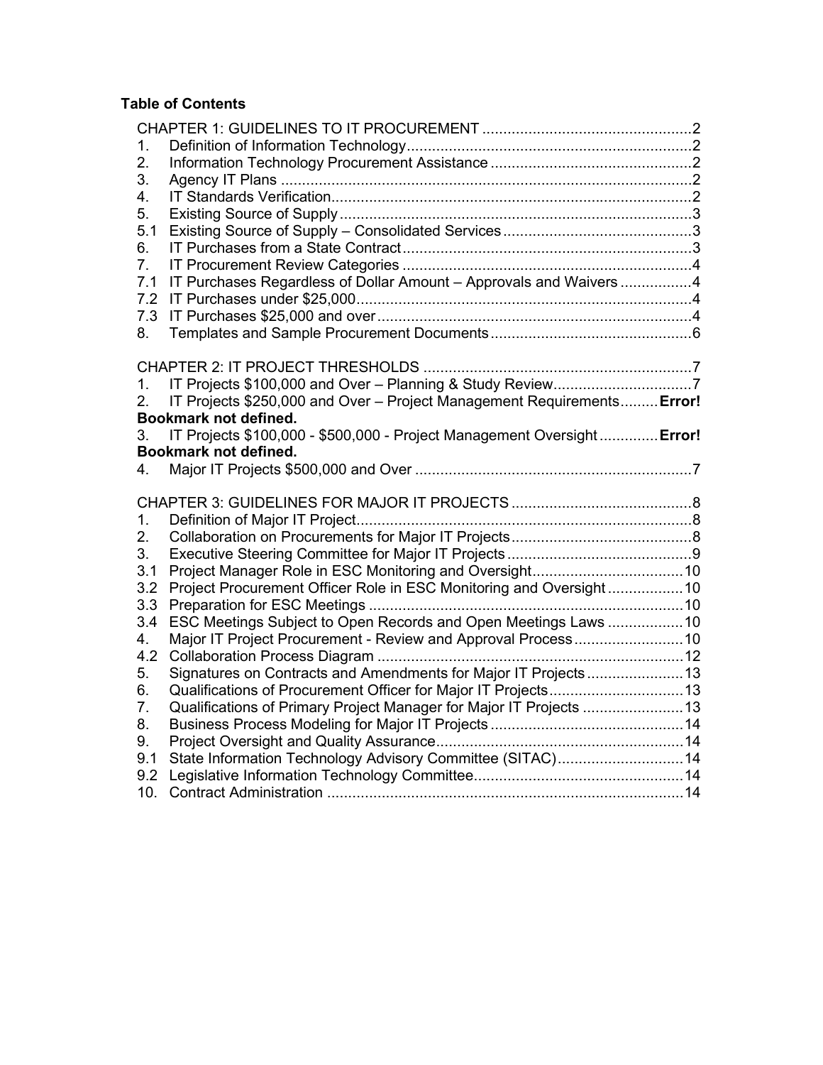**Table of Contents**

CHAPTER 1: GUIDELINES TO IT PROCUREMENT .......... 2

1. Definition of Information Technology .......... 2
2. Information Technology Procurement Assistance .......... 2
3. Agency IT Plans .......... 2
4. IT Standards Verification .......... 2
5. Existing Source of Supply .......... 3

5.1 Existing Source of Supply – Consolidated Services .......... 3

6. IT Purchases from a State Contract .......... 3
7. IT Procurement Review Categories .......... 4

7.1 IT Purchases Regardless of Dollar Amount – Approvals and Waivers .......... 4

7.2 IT Purchases under $25,000 .......... 4

7.3 IT Purchases $25,000 and over .......... 4

8. Templates and Sample Procurement Documents .......... 6

CHAPTER 2: IT PROJECT THRESHOLDS .......... 7

1. IT Projects $100,000 and Over – Planning & Study Review .......... 7
2. IT Projects $250,000 and Over – Project Management Requirements .......... **Error! Bookmark not defined.**
3. IT Projects $100,000 - $500,000 - Project Management Oversight .......... **Error! Bookmark not defined.**
4. Major IT Projects $500,000 and Over .......... 7

CHAPTER 3: GUIDELINES FOR MAJOR IT PROJECTS .......... 8

1. Definition of Major IT Project .......... 8
2. Collaboration on Procurements for Major IT Projects .......... 8
3. Executive Steering Committee for Major IT Projects .......... 9

3.1 Project Manager Role in ESC Monitoring and Oversight .......... 10

3.2 Project Procurement Officer Role in ESC Monitoring and Oversight .......... 10

3.3 Preparation for ESC Meetings .......... 10

3.4 ESC Meetings Subject to Open Records and Open Meetings Laws .......... 10

4. Major IT Project Procurement - Review and Approval Process .......... 10

4.2 Collaboration Process Diagram .......... 12

5. Signatures on Contracts and Amendments for Major IT Projects .......... 13
6. Qualifications of Procurement Officer for Major IT Projects .......... 13
7. Qualifications of Primary Project Manager for Major IT Projects .......... 13
8. Business Process Modeling for Major IT Projects .......... 14
9. Project Oversight and Quality Assurance .......... 14

9.1 State Information Technology Advisory Committee (SITAC) .......... 14

9.2 Legislative Information Technology Committee .......... 14

10. Contract Administration .......... 14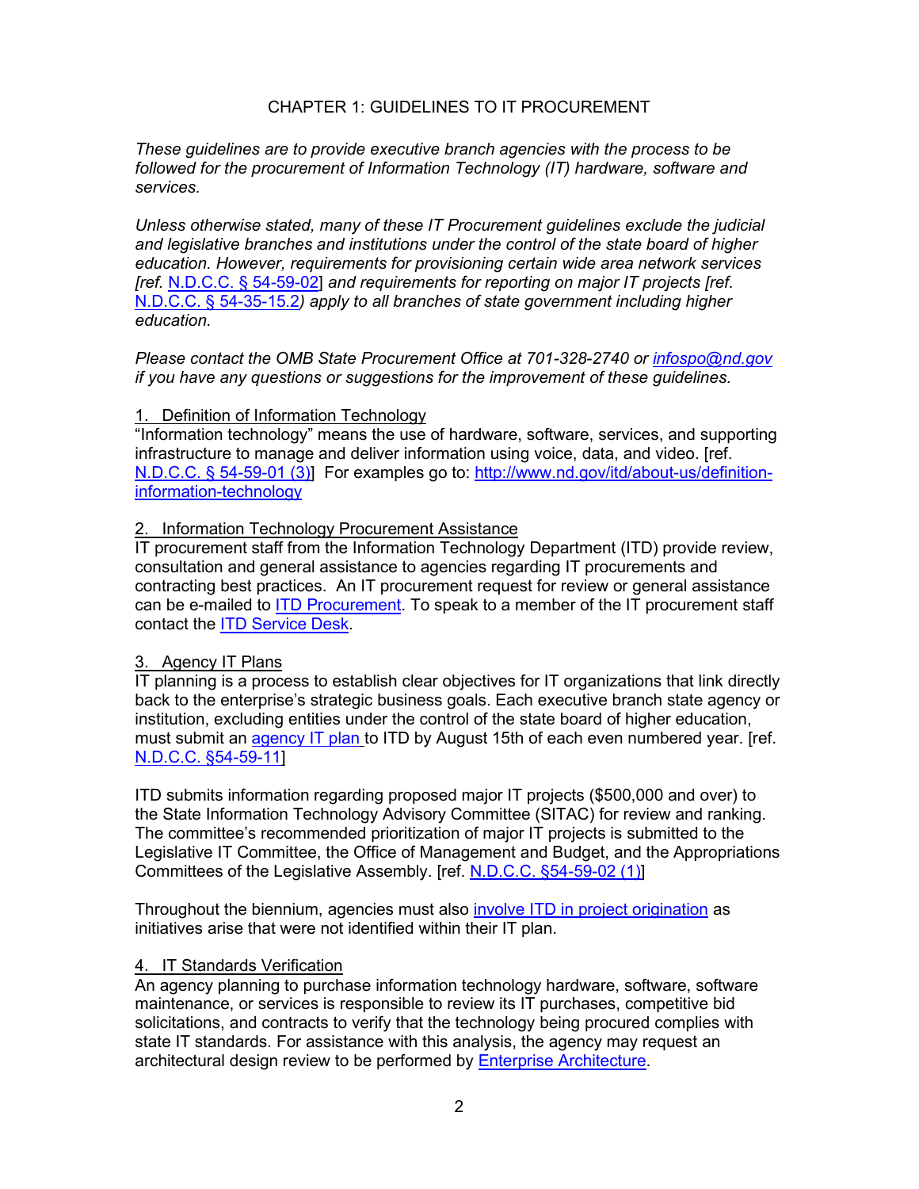# CHAPTER 1: GUIDELINES TO IT PROCUREMENT

*These guidelines are to provide executive branch agencies with the process to be followed for the procurement of Information Technology (IT) hardware, software and services.*

*Unless otherwise stated, many of these IT Procurement guidelines exclude the judicial and legislative branches and institutions under the control of the state board of higher education. However, requirements for provisioning certain wide area network services [ref.* N.D.C.C. § 54-59-02*] and requirements for reporting on major IT projects [ref.* N.D.C.C. § 54-35-15.2*) apply to all branches of state government including higher education.*

*Please contact the OMB State Procurement Office at 701-328-2740 or infospo@nd.gov if you have any questions or suggestions for the improvement of these guidelines.*

## 1. Definition of Information Technology

"Information technology" means the use of hardware, software, services, and supporting infrastructure to manage and deliver information using voice, data, and video. [ref. N.D.C.C. § 54-59-01 (3)] For examples go to: http://www.nd.gov/itd/about-us/definition-information-technology

## 2. Information Technology Procurement Assistance

IT procurement staff from the Information Technology Department (ITD) provide review, consultation and general assistance to agencies regarding IT procurements and contracting best practices. An IT procurement request for review or general assistance can be e-mailed to ITD Procurement. To speak to a member of the IT procurement staff contact the ITD Service Desk.

## 3. Agency IT Plans

IT planning is a process to establish clear objectives for IT organizations that link directly back to the enterprise's strategic business goals. Each executive branch state agency or institution, excluding entities under the control of the state board of higher education, must submit an agency IT plan to ITD by August 15th of each even numbered year. [ref. N.D.C.C. §54-59-11]

ITD submits information regarding proposed major IT projects ($500,000 and over) to the State Information Technology Advisory Committee (SITAC) for review and ranking. The committee's recommended prioritization of major IT projects is submitted to the Legislative IT Committee, the Office of Management and Budget, and the Appropriations Committees of the Legislative Assembly. [ref. N.D.C.C. §54-59-02 (1)]

Throughout the biennium, agencies must also involve ITD in project origination as initiatives arise that were not identified within their IT plan.

## 4. IT Standards Verification

An agency planning to purchase information technology hardware, software, software maintenance, or services is responsible to review its IT purchases, competitive bid solicitations, and contracts to verify that the technology being procured complies with state IT standards. For assistance with this analysis, the agency may request an architectural design review to be performed by Enterprise Architecture.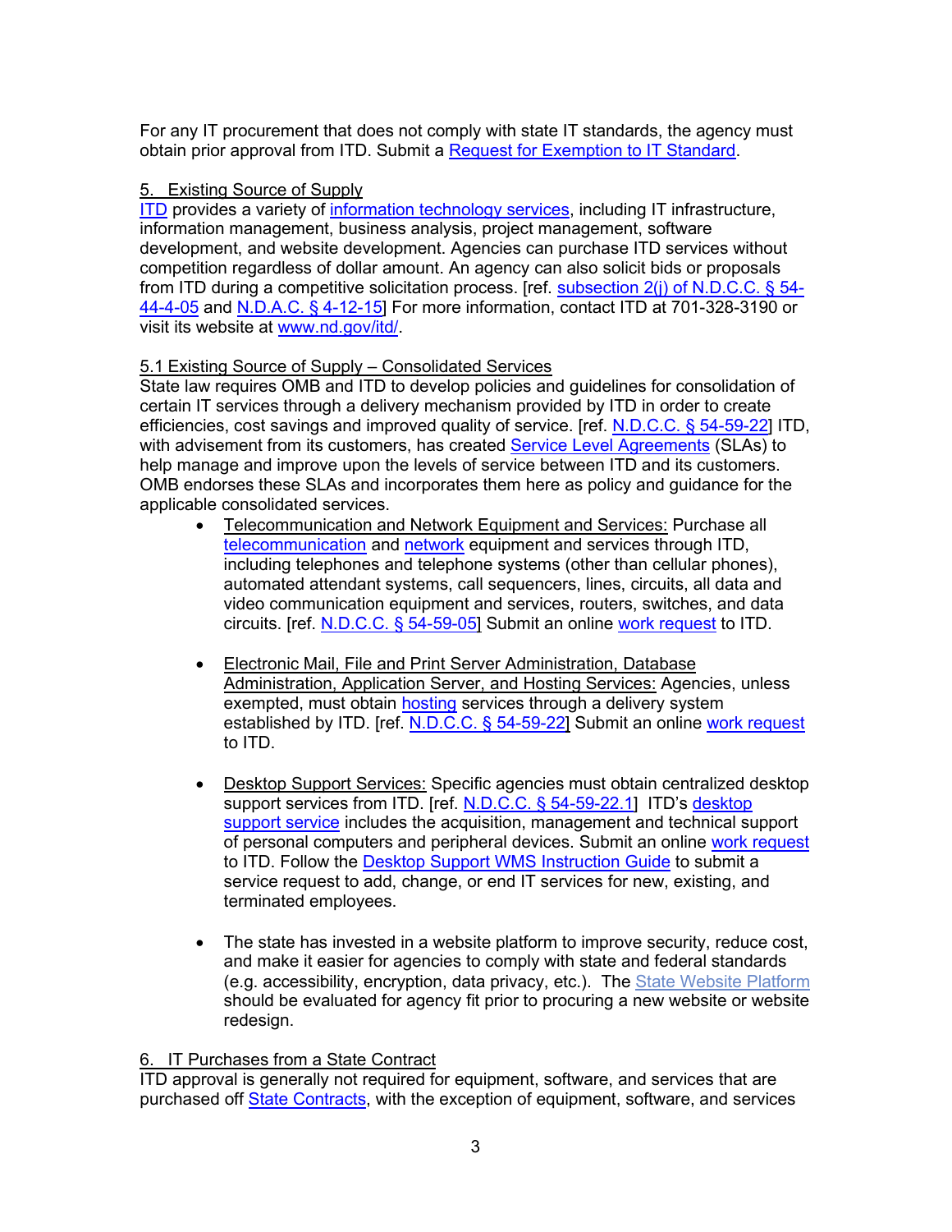For any IT procurement that does not comply with state IT standards, the agency must obtain prior approval from ITD. Submit a Request for Exemption to IT Standard.

5. Existing Source of Supply

ITD provides a variety of information technology services, including IT infrastructure, information management, business analysis, project management, software development, and website development. Agencies can purchase ITD services without competition regardless of dollar amount. An agency can also solicit bids or proposals from ITD during a competitive solicitation process. [ref. subsection 2(j) of N.D.C.C. § 54-44-4-05 and N.D.A.C. § 4-12-15] For more information, contact ITD at 701-328-3190 or visit its website at www.nd.gov/itd/.

5.1 Existing Source of Supply – Consolidated Services

State law requires OMB and ITD to develop policies and guidelines for consolidation of certain IT services through a delivery mechanism provided by ITD in order to create efficiencies, cost savings and improved quality of service. [ref. N.D.C.C. § 54-59-22] ITD, with advisement from its customers, has created Service Level Agreements (SLAs) to help manage and improve upon the levels of service between ITD and its customers. OMB endorses these SLAs and incorporates them here as policy and guidance for the applicable consolidated services.

- Telecommunication and Network Equipment and Services: Purchase all telecommunication and network equipment and services through ITD, including telephones and telephone systems (other than cellular phones), automated attendant systems, call sequencers, lines, circuits, all data and video communication equipment and services, routers, switches, and data circuits. [ref. N.D.C.C. § 54-59-05] Submit an online work request to ITD.

- Electronic Mail, File and Print Server Administration, Database Administration, Application Server, and Hosting Services: Agencies, unless exempted, must obtain hosting services through a delivery system established by ITD. [ref. N.D.C.C. § 54-59-22] Submit an online work request to ITD.

- Desktop Support Services: Specific agencies must obtain centralized desktop support services from ITD. [ref. N.D.C.C. § 54-59-22.1] ITD's desktop support service includes the acquisition, management and technical support of personal computers and peripheral devices. Submit an online work request to ITD. Follow the Desktop Support WMS Instruction Guide to submit a service request to add, change, or end IT services for new, existing, and terminated employees.

- The state has invested in a website platform to improve security, reduce cost, and make it easier for agencies to comply with state and federal standards (e.g. accessibility, encryption, data privacy, etc.). The State Website Platform should be evaluated for agency fit prior to procuring a new website or website redesign.

6. IT Purchases from a State Contract

ITD approval is generally not required for equipment, software, and services that are purchased off State Contracts, with the exception of equipment, software, and services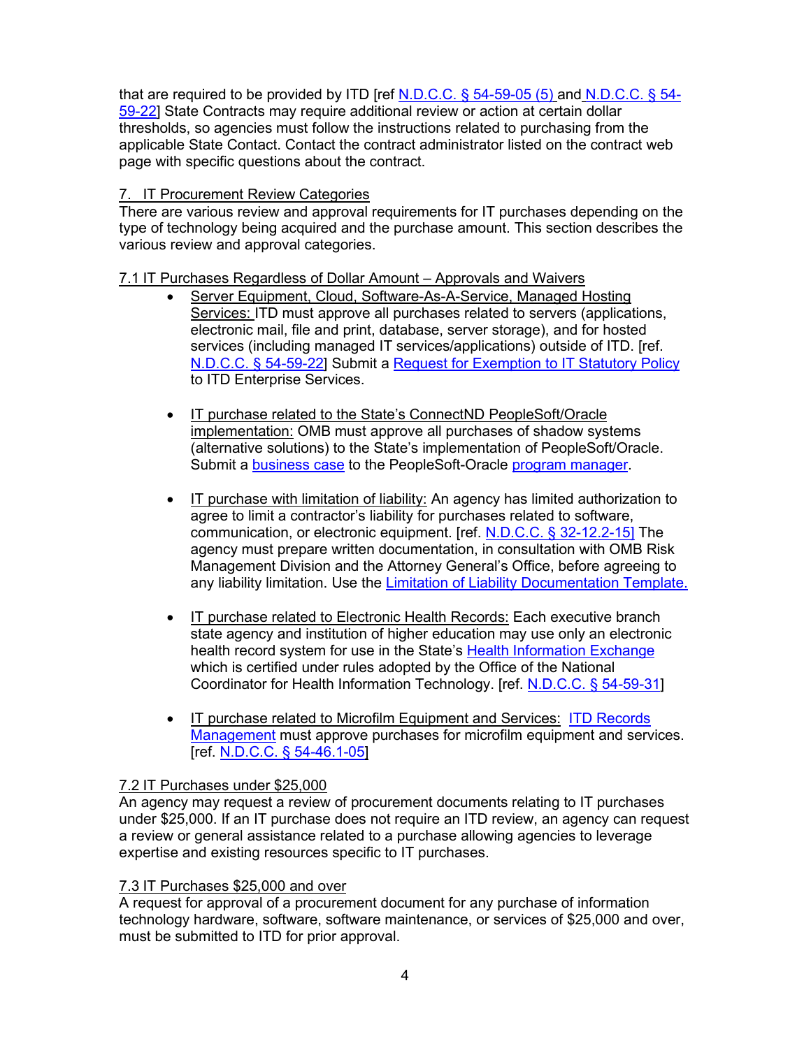that are required to be provided by ITD [ref N.D.C.C. § 54-59-05 (5) and N.D.C.C. § 54-59-22] State Contracts may require additional review or action at certain dollar thresholds, so agencies must follow the instructions related to purchasing from the applicable State Contact. Contact the contract administrator listed on the contract web page with specific questions about the contract.

## 7. IT Procurement Review Categories

There are various review and approval requirements for IT purchases depending on the type of technology being acquired and the purchase amount. This section describes the various review and approval categories.

### 7.1 IT Purchases Regardless of Dollar Amount – Approvals and Waivers

- Server Equipment, Cloud, Software-As-A-Service, Managed Hosting Services: ITD must approve all purchases related to servers (applications, electronic mail, file and print, database, server storage), and for hosted services (including managed IT services/applications) outside of ITD. [ref. N.D.C.C. § 54-59-22] Submit a Request for Exemption to IT Statutory Policy to ITD Enterprise Services.

- IT purchase related to the State's ConnectND PeopleSoft/Oracle implementation: OMB must approve all purchases of shadow systems (alternative solutions) to the State's implementation of PeopleSoft/Oracle. Submit a business case to the PeopleSoft-Oracle program manager.

- IT purchase with limitation of liability: An agency has limited authorization to agree to limit a contractor's liability for purchases related to software, communication, or electronic equipment. [ref. N.D.C.C. § 32-12.2-15] The agency must prepare written documentation, in consultation with OMB Risk Management Division and the Attorney General's Office, before agreeing to any liability limitation. Use the Limitation of Liability Documentation Template.

- IT purchase related to Electronic Health Records: Each executive branch state agency and institution of higher education may use only an electronic health record system for use in the State's Health Information Exchange which is certified under rules adopted by the Office of the National Coordinator for Health Information Technology. [ref. N.D.C.C. § 54-59-31]

- IT purchase related to Microfilm Equipment and Services: ITD Records Management must approve purchases for microfilm equipment and services. [ref. N.D.C.C. § 54-46.1-05]

### 7.2 IT Purchases under $25,000

An agency may request a review of procurement documents relating to IT purchases under $25,000. If an IT purchase does not require an ITD review, an agency can request a review or general assistance related to a purchase allowing agencies to leverage expertise and existing resources specific to IT purchases.

### 7.3 IT Purchases $25,000 and over

A request for approval of a procurement document for any purchase of information technology hardware, software, software maintenance, or services of $25,000 and over, must be submitted to ITD for prior approval.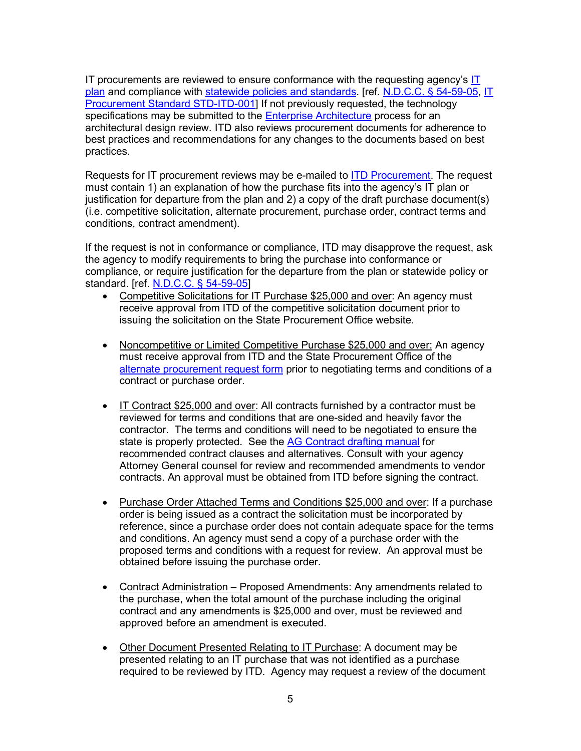IT procurements are reviewed to ensure conformance with the requesting agency's IT plan and compliance with statewide policies and standards. [ref. N.D.C.C. § 54-59-05, IT Procurement Standard STD-ITD-001] If not previously requested, the technology specifications may be submitted to the Enterprise Architecture process for an architectural design review. ITD also reviews procurement documents for adherence to best practices and recommendations for any changes to the documents based on best practices.

Requests for IT procurement reviews may be e-mailed to ITD Procurement. The request must contain 1) an explanation of how the purchase fits into the agency's IT plan or justification for departure from the plan and 2) a copy of the draft purchase document(s) (i.e. competitive solicitation, alternate procurement, purchase order, contract terms and conditions, contract amendment).

If the request is not in conformance or compliance, ITD may disapprove the request, ask the agency to modify requirements to bring the purchase into conformance or compliance, or require justification for the departure from the plan or statewide policy or standard. [ref. N.D.C.C. § 54-59-05]

- Competitive Solicitations for IT Purchase $25,000 and over: An agency must receive approval from ITD of the competitive solicitation document prior to issuing the solicitation on the State Procurement Office website.

- Noncompetitive or Limited Competitive Purchase $25,000 and over: An agency must receive approval from ITD and the State Procurement Office of the alternate procurement request form prior to negotiating terms and conditions of a contract or purchase order.

- IT Contract $25,000 and over: All contracts furnished by a contractor must be reviewed for terms and conditions that are one-sided and heavily favor the contractor. The terms and conditions will need to be negotiated to ensure the state is properly protected. See the AG Contract drafting manual for recommended contract clauses and alternatives. Consult with your agency Attorney General counsel for review and recommended amendments to vendor contracts. An approval must be obtained from ITD before signing the contract.

- Purchase Order Attached Terms and Conditions $25,000 and over: If a purchase order is being issued as a contract the solicitation must be incorporated by reference, since a purchase order does not contain adequate space for the terms and conditions. An agency must send a copy of a purchase order with the proposed terms and conditions with a request for review. An approval must be obtained before issuing the purchase order.

- Contract Administration – Proposed Amendments: Any amendments related to the purchase, when the total amount of the purchase including the original contract and any amendments is $25,000 and over, must be reviewed and approved before an amendment is executed.

- Other Document Presented Relating to IT Purchase: A document may be presented relating to an IT purchase that was not identified as a purchase required to be reviewed by ITD. Agency may request a review of the document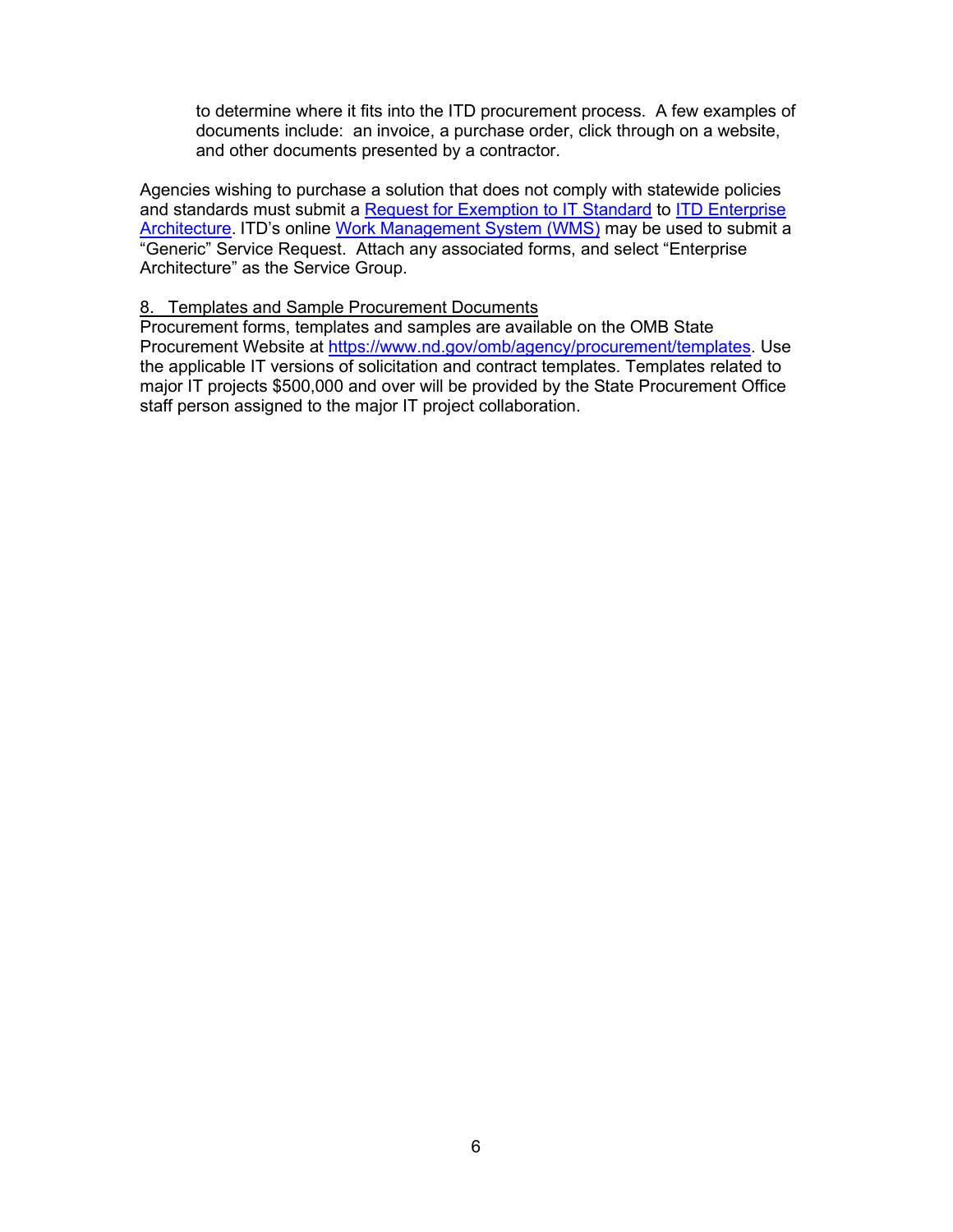to determine where it fits into the ITD procurement process. A few examples of documents include: an invoice, a purchase order, click through on a website, and other documents presented by a contractor.

Agencies wishing to purchase a solution that does not comply with statewide policies and standards must submit a Request for Exemption to IT Standard to ITD Enterprise Architecture. ITD's online Work Management System (WMS) may be used to submit a "Generic" Service Request. Attach any associated forms, and select "Enterprise Architecture" as the Service Group.

8. Templates and Sample Procurement Documents

Procurement forms, templates and samples are available on the OMB State Procurement Website at https://www.nd.gov/omb/agency/procurement/templates. Use the applicable IT versions of solicitation and contract templates. Templates related to major IT projects $500,000 and over will be provided by the State Procurement Office staff person assigned to the major IT project collaboration.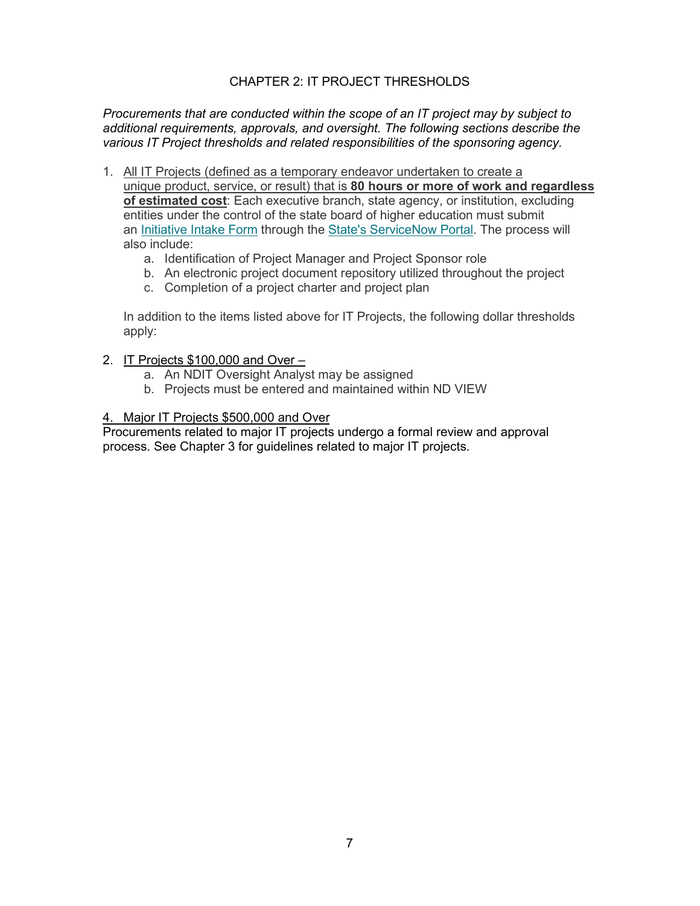# CHAPTER 2: IT PROJECT THRESHOLDS

*Procurements that are conducted within the scope of an IT project may by subject to additional requirements, approvals, and oversight. The following sections describe the various IT Project thresholds and related responsibilities of the sponsoring agency.*

1. <u>All IT Projects (defined as a temporary endeavor undertaken to create a unique product, service, or result) that is **80 hours or more of work and regardless of estimated cost**</u>: Each executive branch, state agency, or institution, excluding entities under the control of the state board of higher education must submit an Initiative Intake Form through the State's ServiceNow Portal. The process will also include:
   a. Identification of Project Manager and Project Sponsor role
   b. An electronic project document repository utilized throughout the project
   c. Completion of a project charter and project plan

   In addition to the items listed above for IT Projects, the following dollar thresholds apply:

2. <u>IT Projects $100,000 and Over –</u>
   a. An NDIT Oversight Analyst may be assigned
   b. Projects must be entered and maintained within ND VIEW

<u>4. Major IT Projects $500,000 and Over</u>

Procurements related to major IT projects undergo a formal review and approval process. See Chapter 3 for guidelines related to major IT projects.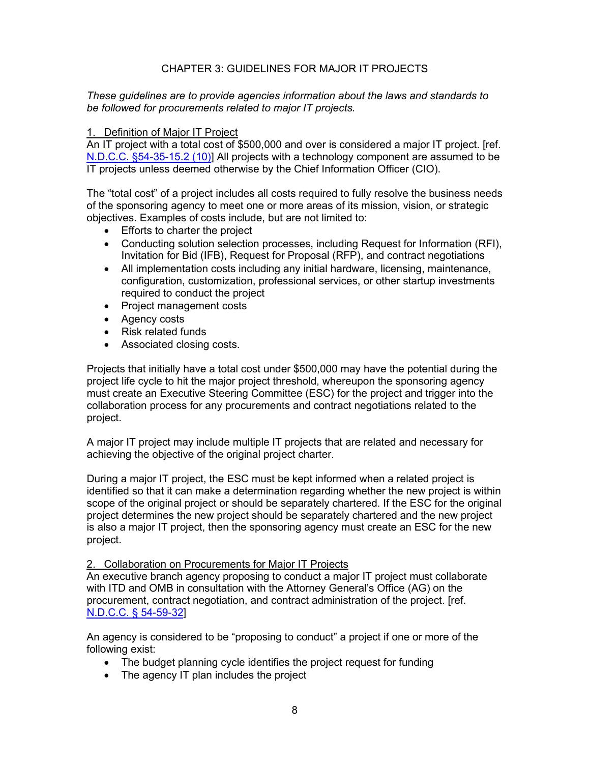# CHAPTER 3: GUIDELINES FOR MAJOR IT PROJECTS

*These guidelines are to provide agencies information about the laws and standards to be followed for procurements related to major IT projects.*

## 1. Definition of Major IT Project

An IT project with a total cost of $500,000 and over is considered a major IT project. [ref. N.D.C.C. §54-35-15.2 (10)] All projects with a technology component are assumed to be IT projects unless deemed otherwise by the Chief Information Officer (CIO).

The "total cost" of a project includes all costs required to fully resolve the business needs of the sponsoring agency to meet one or more areas of its mission, vision, or strategic objectives. Examples of costs include, but are not limited to:

- Efforts to charter the project
- Conducting solution selection processes, including Request for Information (RFI), Invitation for Bid (IFB), Request for Proposal (RFP), and contract negotiations
- All implementation costs including any initial hardware, licensing, maintenance, configuration, customization, professional services, or other startup investments required to conduct the project
- Project management costs
- Agency costs
- Risk related funds
- Associated closing costs.

Projects that initially have a total cost under $500,000 may have the potential during the project life cycle to hit the major project threshold, whereupon the sponsoring agency must create an Executive Steering Committee (ESC) for the project and trigger into the collaboration process for any procurements and contract negotiations related to the project.

A major IT project may include multiple IT projects that are related and necessary for achieving the objective of the original project charter.

During a major IT project, the ESC must be kept informed when a related project is identified so that it can make a determination regarding whether the new project is within scope of the original project or should be separately chartered. If the ESC for the original project determines the new project should be separately chartered and the new project is also a major IT project, then the sponsoring agency must create an ESC for the new project.

## 2. Collaboration on Procurements for Major IT Projects

An executive branch agency proposing to conduct a major IT project must collaborate with ITD and OMB in consultation with the Attorney General's Office (AG) on the procurement, contract negotiation, and contract administration of the project. [ref. N.D.C.C. § 54-59-32]

An agency is considered to be "proposing to conduct" a project if one or more of the following exist:

- The budget planning cycle identifies the project request for funding
- The agency IT plan includes the project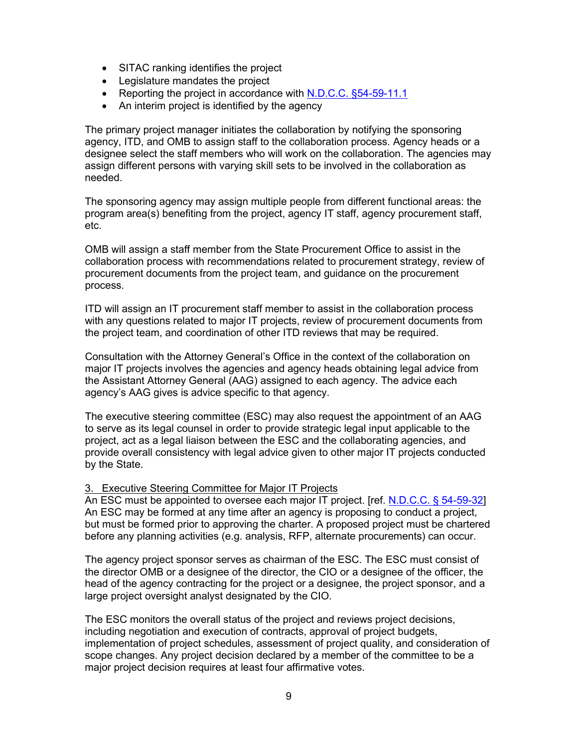- SITAC ranking identifies the project
- Legislature mandates the project
- Reporting the project in accordance with N.D.C.C. §54-59-11.1
- An interim project is identified by the agency

The primary project manager initiates the collaboration by notifying the sponsoring agency, ITD, and OMB to assign staff to the collaboration process. Agency heads or a designee select the staff members who will work on the collaboration. The agencies may assign different persons with varying skill sets to be involved in the collaboration as needed.

The sponsoring agency may assign multiple people from different functional areas: the program area(s) benefiting from the project, agency IT staff, agency procurement staff, etc.

OMB will assign a staff member from the State Procurement Office to assist in the collaboration process with recommendations related to procurement strategy, review of procurement documents from the project team, and guidance on the procurement process.

ITD will assign an IT procurement staff member to assist in the collaboration process with any questions related to major IT projects, review of procurement documents from the project team, and coordination of other ITD reviews that may be required.

Consultation with the Attorney General's Office in the context of the collaboration on major IT projects involves the agencies and agency heads obtaining legal advice from the Assistant Attorney General (AAG) assigned to each agency. The advice each agency's AAG gives is advice specific to that agency.

The executive steering committee (ESC) may also request the appointment of an AAG to serve as its legal counsel in order to provide strategic legal input applicable to the project, act as a legal liaison between the ESC and the collaborating agencies, and provide overall consistency with legal advice given to other major IT projects conducted by the State.

## 3. Executive Steering Committee for Major IT Projects

An ESC must be appointed to oversee each major IT project. [ref. N.D.C.C. § 54-59-32] An ESC may be formed at any time after an agency is proposing to conduct a project, but must be formed prior to approving the charter. A proposed project must be chartered before any planning activities (e.g. analysis, RFP, alternate procurements) can occur.

The agency project sponsor serves as chairman of the ESC. The ESC must consist of the director OMB or a designee of the director, the CIO or a designee of the officer, the head of the agency contracting for the project or a designee, the project sponsor, and a large project oversight analyst designated by the CIO.

The ESC monitors the overall status of the project and reviews project decisions, including negotiation and execution of contracts, approval of project budgets, implementation of project schedules, assessment of project quality, and consideration of scope changes. Any project decision declared by a member of the committee to be a major project decision requires at least four affirmative votes.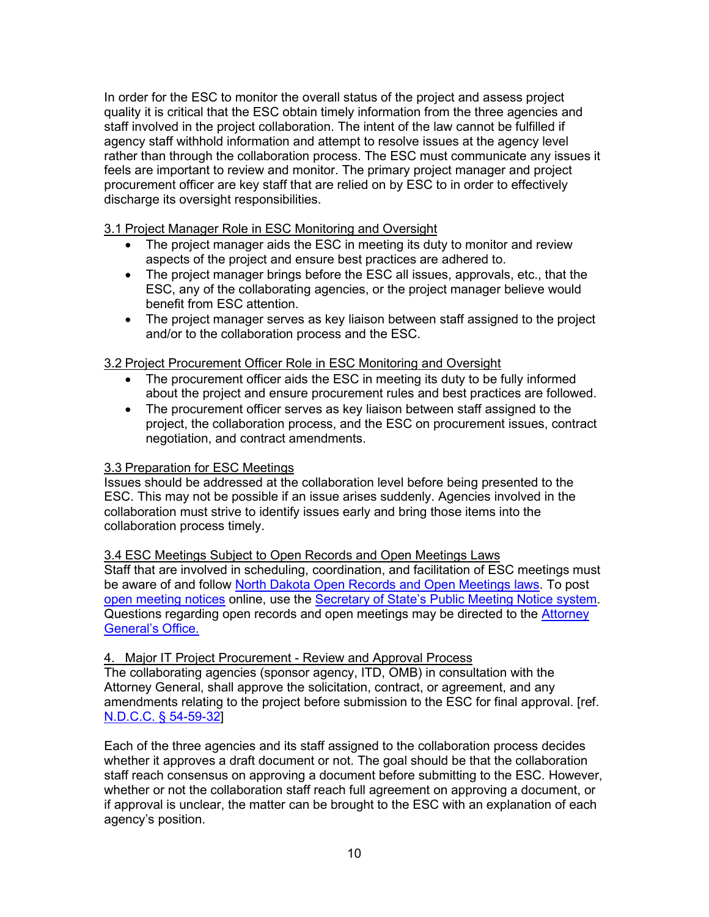In order for the ESC to monitor the overall status of the project and assess project quality it is critical that the ESC obtain timely information from the three agencies and staff involved in the project collaboration. The intent of the law cannot be fulfilled if agency staff withhold information and attempt to resolve issues at the agency level rather than through the collaboration process. The ESC must communicate any issues it feels are important to review and monitor. The primary project manager and project procurement officer are key staff that are relied on by ESC to in order to effectively discharge its oversight responsibilities.

### 3.1 Project Manager Role in ESC Monitoring and Oversight

- The project manager aids the ESC in meeting its duty to monitor and review aspects of the project and ensure best practices are adhered to.
- The project manager brings before the ESC all issues, approvals, etc., that the ESC, any of the collaborating agencies, or the project manager believe would benefit from ESC attention.
- The project manager serves as key liaison between staff assigned to the project and/or to the collaboration process and the ESC.

### 3.2 Project Procurement Officer Role in ESC Monitoring and Oversight

- The procurement officer aids the ESC in meeting its duty to be fully informed about the project and ensure procurement rules and best practices are followed.
- The procurement officer serves as key liaison between staff assigned to the project, the collaboration process, and the ESC on procurement issues, contract negotiation, and contract amendments.

### 3.3 Preparation for ESC Meetings

Issues should be addressed at the collaboration level before being presented to the ESC. This may not be possible if an issue arises suddenly. Agencies involved in the collaboration must strive to identify issues early and bring those items into the collaboration process timely.

### 3.4 ESC Meetings Subject to Open Records and Open Meetings Laws

Staff that are involved in scheduling, coordination, and facilitation of ESC meetings must be aware of and follow North Dakota Open Records and Open Meetings laws. To post open meeting notices online, use the Secretary of State's Public Meeting Notice system. Questions regarding open records and open meetings may be directed to the Attorney General's Office.

## 4. Major IT Project Procurement - Review and Approval Process

The collaborating agencies (sponsor agency, ITD, OMB) in consultation with the Attorney General, shall approve the solicitation, contract, or agreement, and any amendments relating to the project before submission to the ESC for final approval. [ref. N.D.C.C. § 54-59-32]

Each of the three agencies and its staff assigned to the collaboration process decides whether it approves a draft document or not. The goal should be that the collaboration staff reach consensus on approving a document before submitting to the ESC. However, whether or not the collaboration staff reach full agreement on approving a document, or if approval is unclear, the matter can be brought to the ESC with an explanation of each agency's position.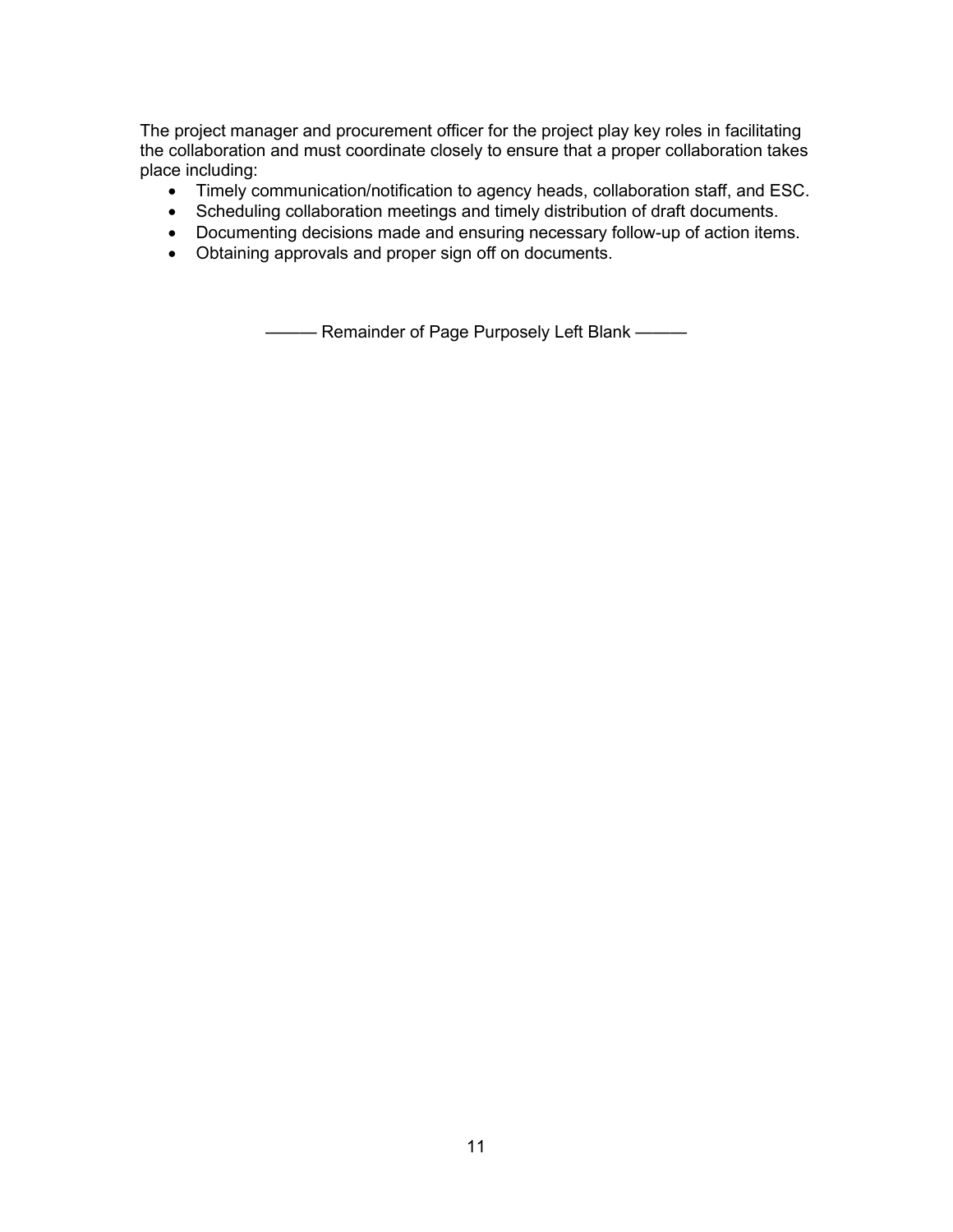The project manager and procurement officer for the project play key roles in facilitating the collaboration and must coordinate closely to ensure that a proper collaboration takes place including:

- Timely communication/notification to agency heads, collaboration staff, and ESC.
- Scheduling collaboration meetings and timely distribution of draft documents.
- Documenting decisions made and ensuring necessary follow-up of action items.
- Obtaining approvals and proper sign off on documents.

——— Remainder of Page Purposely Left Blank ———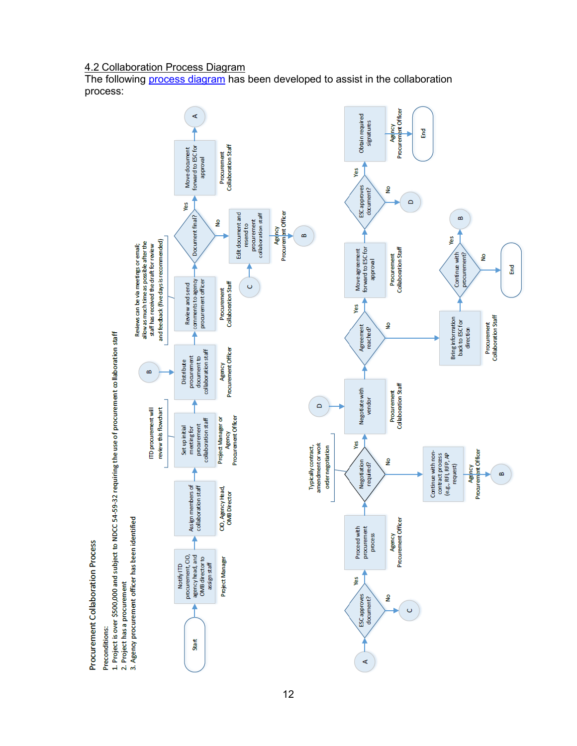## 4.2 Collaboration Process Diagram

The following process diagram has been developed to assist in the collaboration process:

### Procurement Collaboration Process

Preconditions:

1. Project is over $500,000 and subject to NDCC 54-59-32 requiring the use of procurement collaboration staff
2. Project has a procurement
3. Agency procurement officer has been identified

- Start
- Notify ITD procurement, CIO, agency head, and OMB director to assign staff — Project Manager
- Assign members of collaboration staff — CIO, Agency Head, OMB Director
- Set up initial meeting for procurement collaboration staff — Project Manager or Agency Procurement Officer
  - ITD procurement will review this flowchart
- (B) → Distribute procurement document to collaboration staff — Agency Procurement Officer
- Review and send comments to agency procurement officer — Procurement Collaboration Staff
  - Reviews can be via meetings or email; allow as much time as possible after the staff has received the draft for review and feedback (five days is recommended)
- Document final?
  - No → (C) → Edit document and resend to procurement collaboration staff — Agency Procurement Officer → (B)
  - Yes → Move document forward to ESC for approval — Procurement Collaboration Staff → (A)
- (A) → ESC approves document?
  - No → (C)
  - Yes → Proceed with procurement process — Agency Procurement Officer
- Negotiation required?
  - Typically contract, amendment or work order negotiation
  - No → Continue with non-contract process (e.g., RFI, RFP, AP request) — Agency Procurement Officer → (B)
  - Yes → (D) → Negotiate with vendor — Procurement Collaboration Staff
- Agreement reached?
  - No → Bring information back to ESC for direction — Procurement Collaboration Staff → Continue with procurement?
    - Yes → (B)
    - No → End
  - Yes → Move agreement forward to ESC for approval — Procurement Collaboration Staff
- ESC approves document?
  - No → (D)
  - Yes → Obtain required signatures — Agency Procurement Officer → End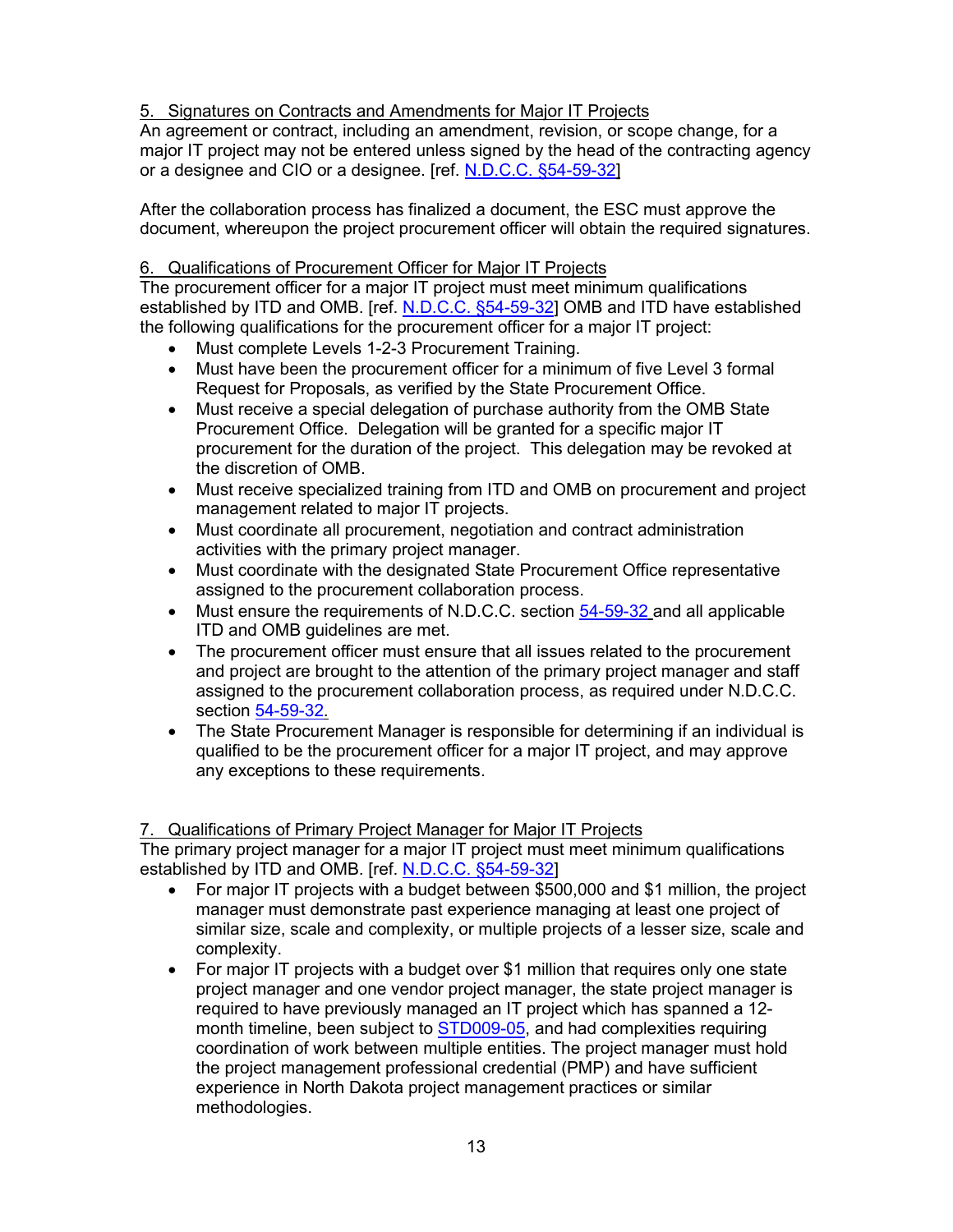5. Signatures on Contracts and Amendments for Major IT Projects

An agreement or contract, including an amendment, revision, or scope change, for a major IT project may not be entered unless signed by the head of the contracting agency or a designee and CIO or a designee. [ref. N.D.C.C. §54-59-32]

After the collaboration process has finalized a document, the ESC must approve the document, whereupon the project procurement officer will obtain the required signatures.

6. Qualifications of Procurement Officer for Major IT Projects

The procurement officer for a major IT project must meet minimum qualifications established by ITD and OMB. [ref. N.D.C.C. §54-59-32] OMB and ITD have established the following qualifications for the procurement officer for a major IT project:

- Must complete Levels 1-2-3 Procurement Training.
- Must have been the procurement officer for a minimum of five Level 3 formal Request for Proposals, as verified by the State Procurement Office.
- Must receive a special delegation of purchase authority from the OMB State Procurement Office. Delegation will be granted for a specific major IT procurement for the duration of the project. This delegation may be revoked at the discretion of OMB.
- Must receive specialized training from ITD and OMB on procurement and project management related to major IT projects.
- Must coordinate all procurement, negotiation and contract administration activities with the primary project manager.
- Must coordinate with the designated State Procurement Office representative assigned to the procurement collaboration process.
- Must ensure the requirements of N.D.C.C. section 54-59-32 and all applicable ITD and OMB guidelines are met.
- The procurement officer must ensure that all issues related to the procurement and project are brought to the attention of the primary project manager and staff assigned to the procurement collaboration process, as required under N.D.C.C. section 54-59-32.
- The State Procurement Manager is responsible for determining if an individual is qualified to be the procurement officer for a major IT project, and may approve any exceptions to these requirements.

7. Qualifications of Primary Project Manager for Major IT Projects

The primary project manager for a major IT project must meet minimum qualifications established by ITD and OMB. [ref. N.D.C.C. §54-59-32]

- For major IT projects with a budget between $500,000 and $1 million, the project manager must demonstrate past experience managing at least one project of similar size, scale and complexity, or multiple projects of a lesser size, scale and complexity.
- For major IT projects with a budget over $1 million that requires only one state project manager and one vendor project manager, the state project manager is required to have previously managed an IT project which has spanned a 12-month timeline, been subject to STD009-05, and had complexities requiring coordination of work between multiple entities. The project manager must hold the project management professional credential (PMP) and have sufficient experience in North Dakota project management practices or similar methodologies.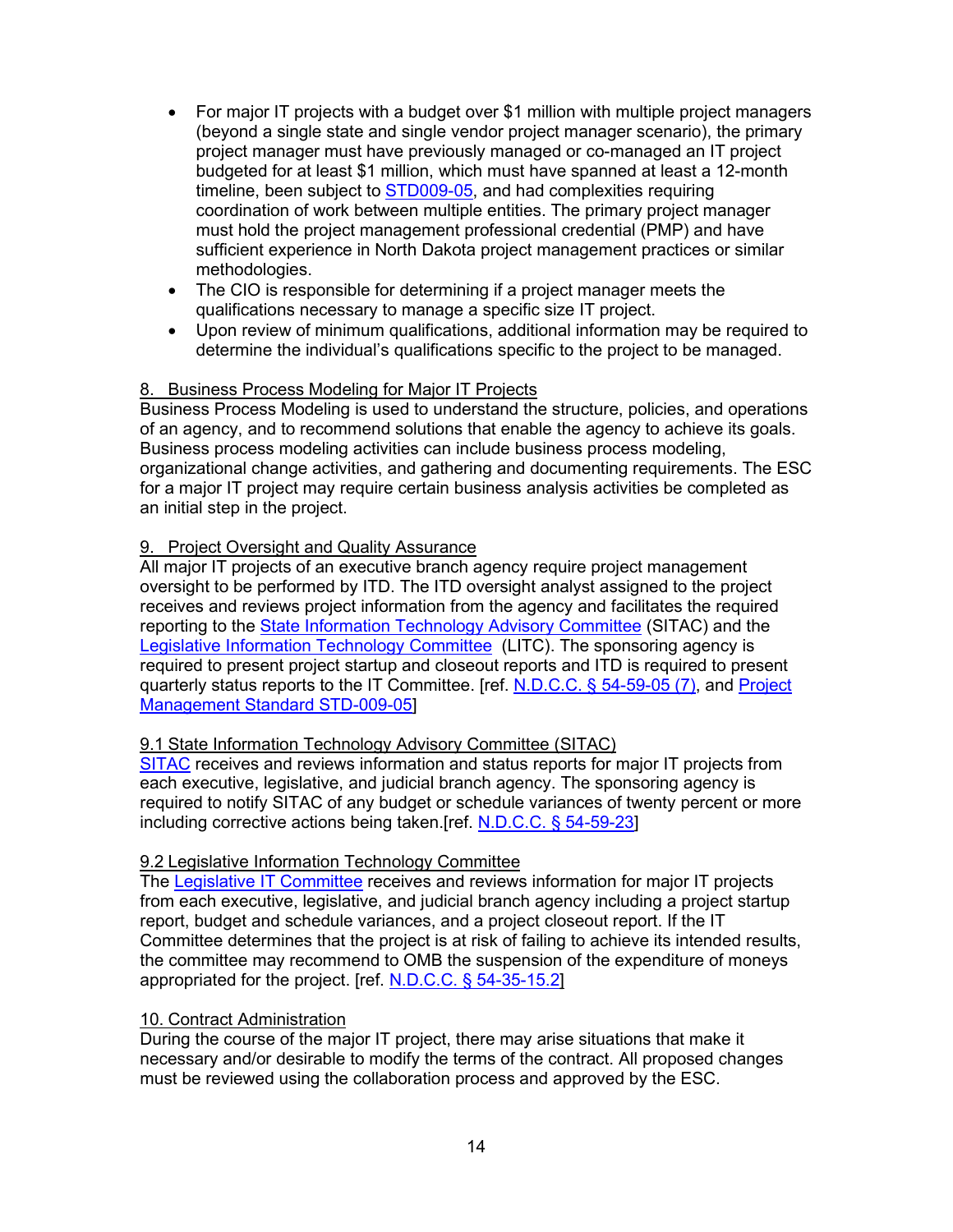- For major IT projects with a budget over $1 million with multiple project managers (beyond a single state and single vendor project manager scenario), the primary project manager must have previously managed or co-managed an IT project budgeted for at least $1 million, which must have spanned at least a 12-month timeline, been subject to STD009-05, and had complexities requiring coordination of work between multiple entities. The primary project manager must hold the project management professional credential (PMP) and have sufficient experience in North Dakota project management practices or similar methodologies.
- The CIO is responsible for determining if a project manager meets the qualifications necessary to manage a specific size IT project.
- Upon review of minimum qualifications, additional information may be required to determine the individual's qualifications specific to the project to be managed.

## 8. Business Process Modeling for Major IT Projects

Business Process Modeling is used to understand the structure, policies, and operations of an agency, and to recommend solutions that enable the agency to achieve its goals. Business process modeling activities can include business process modeling, organizational change activities, and gathering and documenting requirements. The ESC for a major IT project may require certain business analysis activities be completed as an initial step in the project.

## 9. Project Oversight and Quality Assurance

All major IT projects of an executive branch agency require project management oversight to be performed by ITD. The ITD oversight analyst assigned to the project receives and reviews project information from the agency and facilitates the required reporting to the State Information Technology Advisory Committee (SITAC) and the Legislative Information Technology Committee (LITC). The sponsoring agency is required to present project startup and closeout reports and ITD is required to present quarterly status reports to the IT Committee. [ref. N.D.C.C. § 54-59-05 (7), and Project Management Standard STD-009-05]

### 9.1 State Information Technology Advisory Committee (SITAC)

SITAC receives and reviews information and status reports for major IT projects from each executive, legislative, and judicial branch agency. The sponsoring agency is required to notify SITAC of any budget or schedule variances of twenty percent or more including corrective actions being taken.[ref. N.D.C.C. § 54-59-23]

### 9.2 Legislative Information Technology Committee

The Legislative IT Committee receives and reviews information for major IT projects from each executive, legislative, and judicial branch agency including a project startup report, budget and schedule variances, and a project closeout report. If the IT Committee determines that the project is at risk of failing to achieve its intended results, the committee may recommend to OMB the suspension of the expenditure of moneys appropriated for the project. [ref. N.D.C.C. § 54-35-15.2]

## 10. Contract Administration

During the course of the major IT project, there may arise situations that make it necessary and/or desirable to modify the terms of the contract. All proposed changes must be reviewed using the collaboration process and approved by the ESC.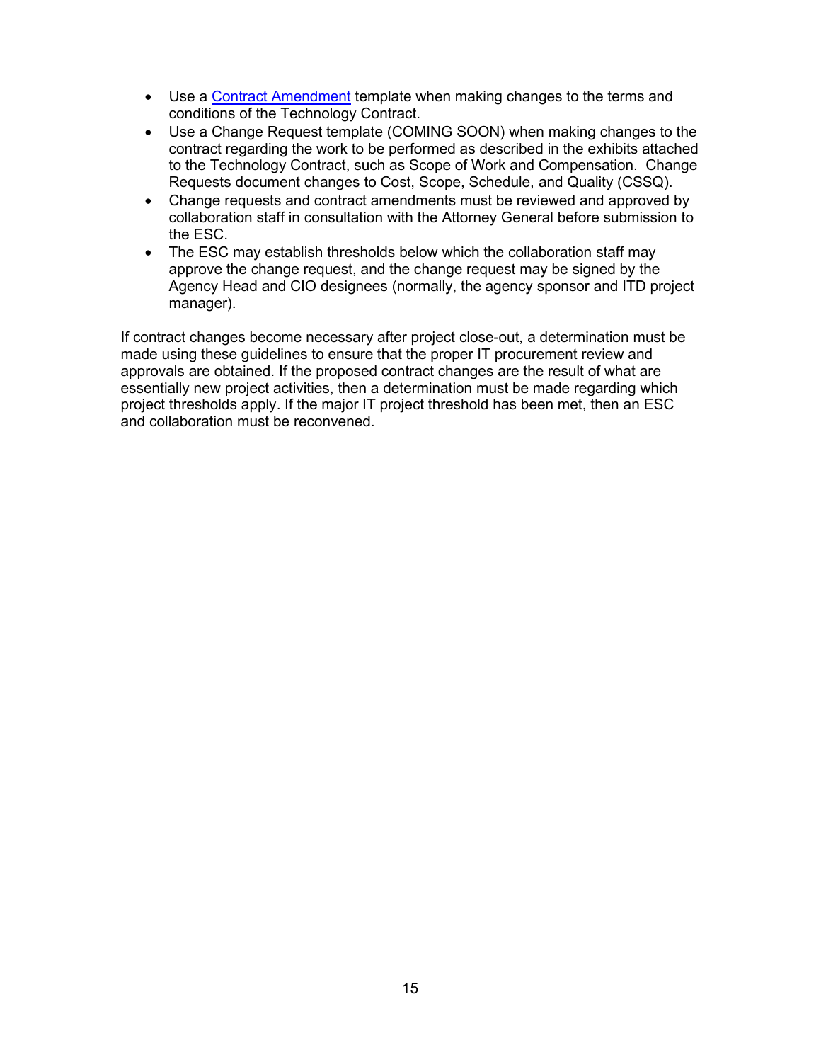- Use a Contract Amendment template when making changes to the terms and conditions of the Technology Contract.
- Use a Change Request template (COMING SOON) when making changes to the contract regarding the work to be performed as described in the exhibits attached to the Technology Contract, such as Scope of Work and Compensation. Change Requests document changes to Cost, Scope, Schedule, and Quality (CSSQ).
- Change requests and contract amendments must be reviewed and approved by collaboration staff in consultation with the Attorney General before submission to the ESC.
- The ESC may establish thresholds below which the collaboration staff may approve the change request, and the change request may be signed by the Agency Head and CIO designees (normally, the agency sponsor and ITD project manager).

If contract changes become necessary after project close-out, a determination must be made using these guidelines to ensure that the proper IT procurement review and approvals are obtained. If the proposed contract changes are the result of what are essentially new project activities, then a determination must be made regarding which project thresholds apply. If the major IT project threshold has been met, then an ESC and collaboration must be reconvened.